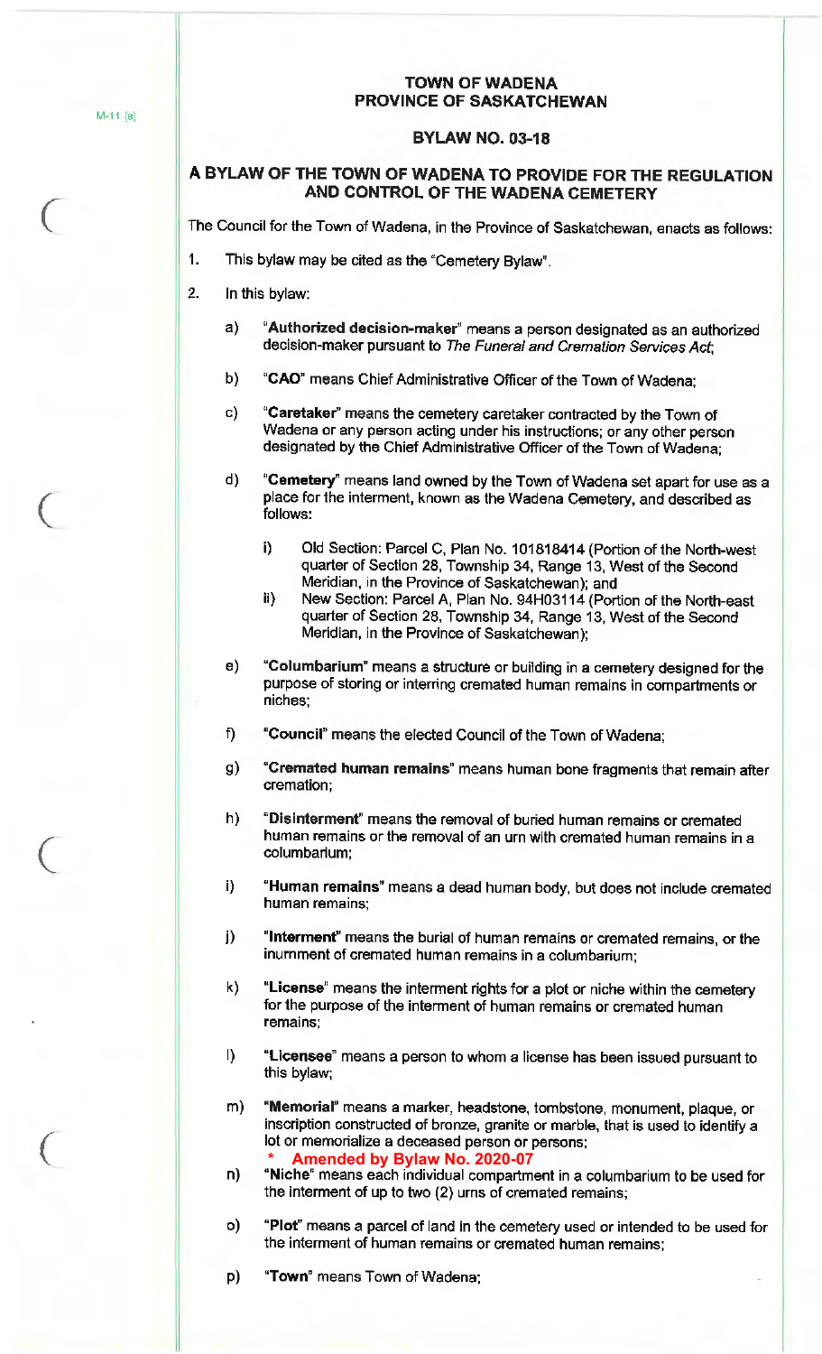# TOWN OF WADENA
## PROVINCE OF SASKATCHEWAN

## BYLAW NO. 03-18

## A BYLAW OF THE TOWN OF WADENA TO PROVIDE FOR THE REGULATION AND CONTROL OF THE WADENA CEMETERY

The Council for the Town of Wadena, in the Province of Saskatchewan, enacts as follows:

1. This bylaw may be cited as the "Cemetery Bylaw".

2. In this bylaw:

   a) "**Authorized decision-maker**" means a person designated as an authorized decision-maker pursuant to *The Funeral and Cremation Services Act*;

   b) "**CAO**" means Chief Administrative Officer of the Town of Wadena;

   c) "**Caretaker**" means the cemetery caretaker contracted by the Town of Wadena or any person acting under his instructions; or any other person designated by the Chief Administrative Officer of the Town of Wadena;

   d) "**Cemetery**" means land owned by the Town of Wadena set apart for use as a place for the interment, known as the Wadena Cemetery, and described as follows:

      i) Old Section: Parcel C, Plan No. 101818414 (Portion of the North-west quarter of Section 28, Township 34, Range 13, West of the Second Meridian, in the Province of Saskatchewan); and

      ii) New Section: Parcel A, Plan No. 94H03114 (Portion of the North-east quarter of Section 28, Township 34, Range 13, West of the Second Meridian, in the Province of Saskatchewan);

   e) "**Columbarium**" means a structure or building in a cemetery designed for the purpose of storing or interring cremated human remains in compartments or niches;

   f) "**Council**" means the elected Council of the Town of Wadena;

   g) "**Cremated human remains**" means human bone fragments that remain after cremation;

   h) "**Disinterment**" means the removal of buried human remains or cremated human remains or the removal of an urn with cremated human remains in a columbarium;

   i) "**Human remains**" means a dead human body, but does not include cremated human remains;

   j) "**Interment**" means the burial of human remains or cremated remains, or the inurnment of cremated human remains in a columbarium;

   k) "**License**" means the interment rights for a plot or niche within the cemetery for the purpose of the interment of human remains or cremated human remains;

   l) "**Licensee**" means a person to whom a license has been issued pursuant to this bylaw;

   m) "**Memorial**" means a marker, headstone, tombstone, monument, plaque, or inscription constructed of bronze, granite or marble, that is used to identify a lot or memorialize a deceased person or persons;

      **\* Amended by Bylaw No. 2020-07**

   n) "**Niche**" means each individual compartment in a columbarium to be used for the interment of up to two (2) urns of cremated remains;

   o) "**Plot**" means a parcel of land in the cemetery used or intended to be used for the interment of human remains or cremated human remains;

   p) "**Town**" means Town of Wadena;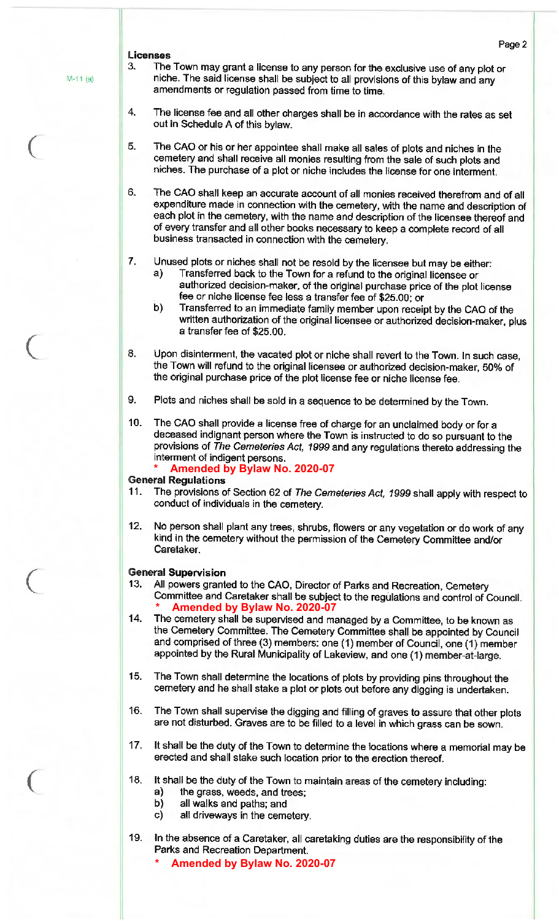### Licenses

3. The Town may grant a license to any person for the exclusive use of any plot or niche. The said license shall be subject to all provisions of this bylaw and any amendments or regulation passed from time to time.

4. The license fee and all other charges shall be in accordance with the rates as set out in Schedule A of this bylaw.

5. The CAO or his or her appointee shall make all sales of plots and niches in the cemetery and shall receive all monies resulting from the sale of such plots and niches. The purchase of a plot or niche includes the license for one interment.

6. The CAO shall keep an accurate account of all monies received therefrom and of all expenditure made in connection with the cemetery, with the name and description of each plot in the cemetery, with the name and description of the licensee thereof and of every transfer and all other books necessary to keep a complete record of all business transacted in connection with the cemetery.

7. Unused plots or niches shall not be resold by the licensee but may be either:
   a) Transferred back to the Town for a refund to the original licensee or authorized decision-maker, of the original purchase price of the plot license fee or niche license fee less a transfer fee of $25.00; or
   b) Transferred to an immediate family member upon receipt by the CAO of the written authorization of the original licensee or authorized decision-maker, plus a transfer fee of $25.00.

8. Upon disinterment, the vacated plot or niche shall revert to the Town. In such case, the Town will refund to the original licensee or authorized decision-maker, 50% of the original purchase price of the plot license fee or niche license fee.

9. Plots and niches shall be sold in a sequence to be determined by the Town.

10. The CAO shall provide a license free of charge for an unclaimed body or for a deceased indignant person where the Town is instructed to do so pursuant to the provisions of *The Cemeteries Act, 1999* and any regulations thereto addressing the interment of indigent persons.
    **\* Amended by Bylaw No. 2020-07**

### General Regulations

11. The provisions of Section 62 of *The Cemeteries Act, 1999* shall apply with respect to conduct of individuals in the cemetery.

12. No person shall plant any trees, shrubs, flowers or any vegetation or do work of any kind in the cemetery without the permission of the Cemetery Committee and/or Caretaker.

### General Supervision

13. All powers granted to the CAO, Director of Parks and Recreation, Cemetery Committee and Caretaker shall be subject to the regulations and control of Council.
    **\* Amended by Bylaw No. 2020-07**

14. The cemetery shall be supervised and managed by a Committee, to be known as the Cemetery Committee. The Cemetery Committee shall be appointed by Council and comprised of three (3) members: one (1) member of Council, one (1) member appointed by the Rural Municipality of Lakeview, and one (1) member-at-large.

15. The Town shall determine the locations of plots by providing pins throughout the cemetery and he shall stake a plot or plots out before any digging is undertaken.

16. The Town shall supervise the digging and filling of graves to assure that other plots are not disturbed. Graves are to be filled to a level in which grass can be sown.

17. It shall be the duty of the Town to determine the locations where a memorial may be erected and shall stake such location prior to the erection thereof.

18. It shall be the duty of the Town to maintain areas of the cemetery including:
    a) the grass, weeds, and trees;
    b) all walks and paths; and
    c) all driveways in the cemetery.

19. In the absence of a Caretaker, all caretaking duties are the responsibility of the Parks and Recreation Department.
    **\* Amended by Bylaw No. 2020-07**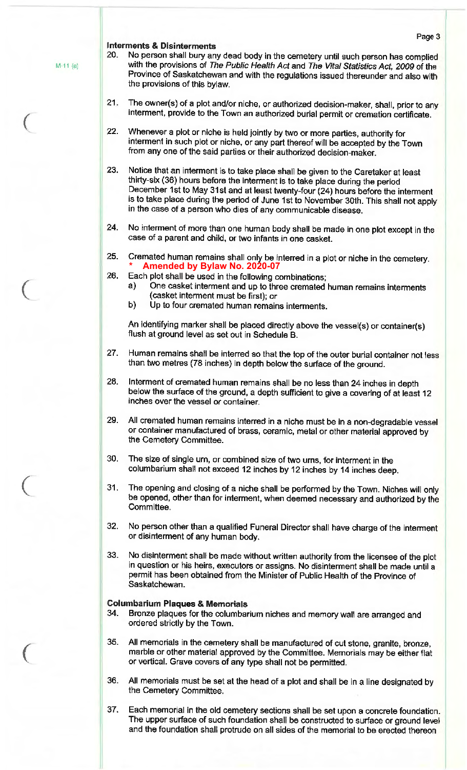### Interments & Disinterments

M-11 (a)

20. No person shall bury any dead body in the cemetery until such person has complied with the provisions of *The Public Health Act* and *The Vital Statistics Act, 2009* of the Province of Saskatchewan and with the regulations issued thereunder and also with the provisions of this bylaw.

21. The owner(s) of a plot and/or niche, or authorized decision-maker, shall, prior to any interment, provide to the Town an authorized burial permit or cremation certificate.

22. Whenever a plot or niche is held jointly by two or more parties, authority for interment in such plot or niche, or any part thereof will be accepted by the Town from any one of the said parties or their authorized decision-maker.

23. Notice that an interment is to take place shall be given to the Caretaker at least thirty-six (36) hours before the interment is to take place during the period December 1st to May 31st and at least twenty-four (24) hours before the interment is to take place during the period of June 1st to November 30th. This shall not apply in the case of a person who dies of any communicable disease.

24. No interment of more than one human body shall be made in one plot except in the case of a parent and child, or two infants in one casket.

25. Cremated human remains shall only be interred in a plot or niche in the cemetery.
    * **Amended by Bylaw No. 2020-07**

26. Each plot shall be used in the following combinations;
    a) One casket interment and up to three cremated human remains interments (casket interment must be first); or
    b) Up to four cremated human remains interments.

    An identifying marker shall be placed directly above the vessel(s) or container(s) flush at ground level as set out in Schedule B.

27. Human remains shall be interred so that the top of the outer burial container not less than two metres (78 inches) in depth below the surface of the ground.

28. Interment of cremated human remains shall be no less than 24 inches in depth below the surface of the ground, a depth sufficient to give a covering of at least 12 inches over the vessel or container.

29. All cremated human remains interred in a niche must be in a non-degradable vessel or container manufactured of brass, ceramic, metal or other material approved by the Cemetery Committee.

30. The size of single urn, or combined size of two urns, for interment in the columbarium shall not exceed 12 inches by 12 inches by 14 inches deep.

31. The opening and closing of a niche shall be performed by the Town. Niches will only be opened, other than for interment, when deemed necessary and authorized by the Committee.

32. No person other than a qualified Funeral Director shall have charge of the interment or disinterment of any human body.

33. No disinterment shall be made without written authority from the licensee of the plot in question or his heirs, executors or assigns. No disinterment shall be made until a permit has been obtained from the Minister of Public Health of the Province of Saskatchewan.

### Columbarium Plaques & Memorials

34. Bronze plaques for the columbarium niches and memory wall are arranged and ordered strictly by the Town.

35. All memorials in the cemetery shall be manufactured of cut stone, granite, bronze, marble or other material approved by the Committee. Memorials may be either flat or vertical. Grave covers of any type shall not be permitted.

36. All memorials must be set at the head of a plot and shall be in a line designated by the Cemetery Committee.

37. Each memorial in the old cemetery sections shall be set upon a concrete foundation. The upper surface of such foundation shall be constructed to surface or ground level and the foundation shall protrude on all sides of the memorial to be erected thereon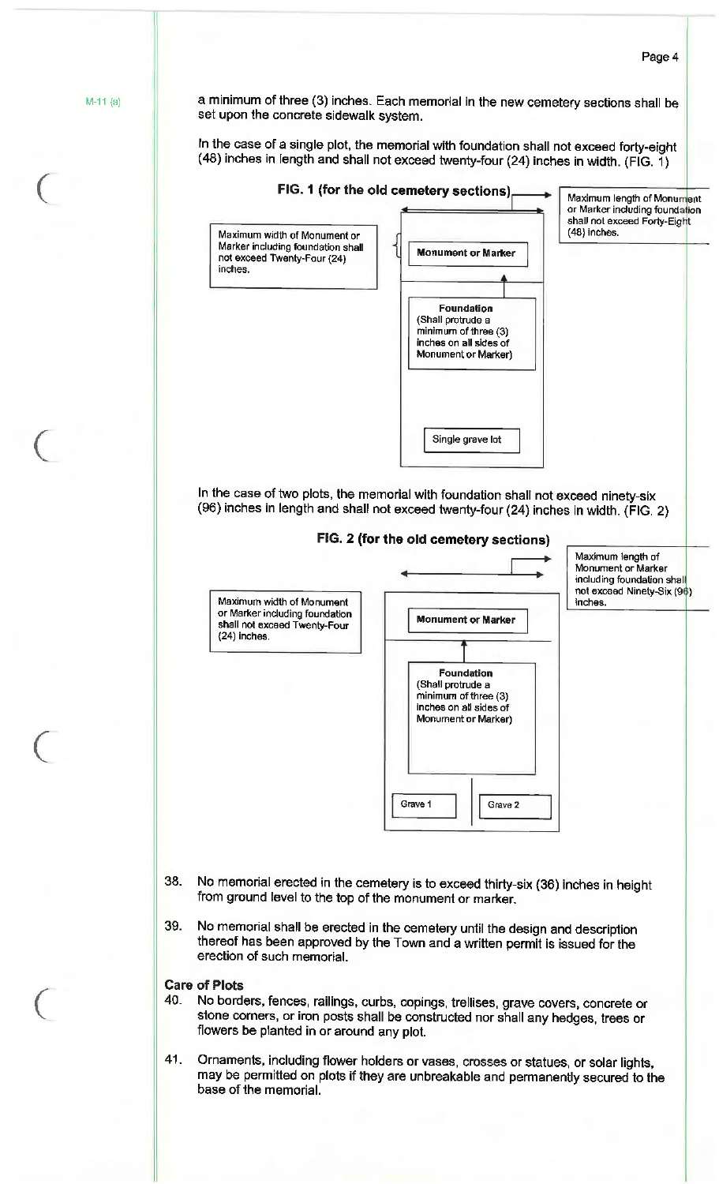M-11 (a)

a minimum of three (3) inches. Each memorial in the new cemetery sections shall be set upon the concrete sidewalk system.

In the case of a single plot, the memorial with foundation shall not exceed forty-eight (48) inches in length and shall not exceed twenty-four (24) inches in width. (FIG. 1)

**FIG. 1 (for the old cemetery sections)**

Maximum length of Monument or Marker including foundation shall not exceed Forty-Eight (48) inches.

Maximum width of Monument or Marker including foundation shall not exceed Twenty-Four (24) inches.

**Monument or Marker**

**Foundation**
(Shall protrude a minimum of three (3) inches on all sides of Monument or Marker)

Single grave lot

In the case of two plots, the memorial with foundation shall not exceed ninety-six (96) inches in length and shall not exceed twenty-four (24) inches in width. (FIG. 2)

**FIG. 2 (for the old cemetery sections)**

Maximum length of Monument or Marker including foundation shall not exceed Ninety-Six (96) inches.

Maximum width of Monument or Marker including foundation shall not exceed Twenty-Four (24) inches.

**Monument or Marker**

**Foundation**
(Shall protrude a minimum of three (3) inches on all sides of Monument or Marker)

Grave 1 | Grave 2

38. No memorial erected in the cemetery is to exceed thirty-six (36) inches in height from ground level to the top of the monument or marker.

39. No memorial shall be erected in the cemetery until the design and description thereof has been approved by the Town and a written permit is issued for the erection of such memorial.

**Care of Plots**

40. No borders, fences, railings, curbs, copings, trellises, grave covers, concrete or stone corners, or iron posts shall be constructed nor shall any hedges, trees or flowers be planted in or around any plot.

41. Ornaments, including flower holders or vases, crosses or statues, or solar lights, may be permitted on plots if they are unbreakable and permanently secured to the base of the memorial.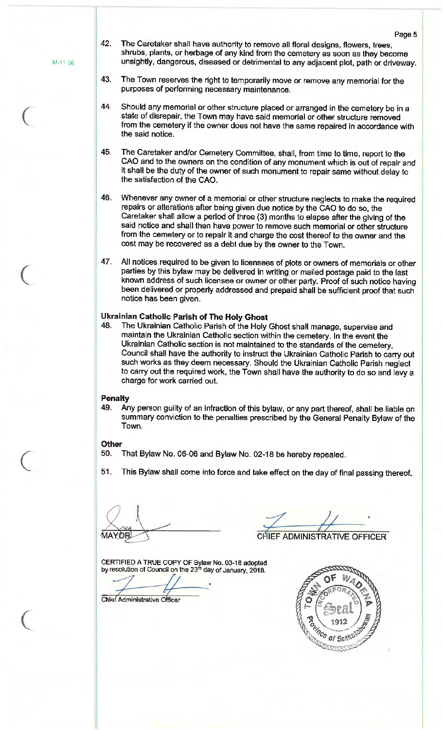42. The Caretaker shall have authority to remove all floral designs, flowers, trees, shrubs, plants, or herbage of any kind from the cemetery as soon as they become unsightly, dangerous, diseased or detrimental to any adjacent plot, path or driveway.

43. The Town reserves the right to temporarily move or remove any memorial for the purposes of performing necessary maintenance.

44. Should any memorial or other structure placed or arranged in the cemetery be in a state of disrepair, the Town may have said memorial or other structure removed from the cemetery if the owner does not have the same repaired in accordance with the said notice.

45. The Caretaker and/or Cemetery Committee, shall, from time to time, report to the CAO and to the owners on the condition of any monument which is out of repair and it shall be the duty of the owner of such monument to repair same without delay to the satisfaction of the CAO.

46. Whenever any owner of a memorial or other structure neglects to make the required repairs or alterations after being given due notice by the CAO to do so, the Caretaker shall allow a period of three (3) months to elapse after the giving of the said notice and shall then have power to remove such memorial or other structure from the cemetery or to repair it and charge the cost thereof to the owner and the cost may be recovered as a debt due by the owner to the Town.

47. All notices required to be given to licensees of plots or owners of memorials or other parties by this bylaw may be delivered in writing or mailed postage paid to the last known address of such licensee or owner or other party. Proof of such notice having been delivered or properly addressed and prepaid shall be sufficient proof that such notice has been given.

**Ukrainian Catholic Parish of The Holy Ghost**

48. The Ukrainian Catholic Parish of the Holy Ghost shall manage, supervise and maintain the Ukrainian Catholic section within the cemetery. In the event the Ukrainian Catholic section is not maintained to the standards of the cemetery, Council shall have the authority to instruct the Ukrainian Catholic Parish to carry out such works as they deem necessary. Should the Ukrainian Catholic Parish neglect to carry out the required work, the Town shall have the authority to do so and levy a charge for work carried out.

**Penalty**

49. Any person guilty of an infraction of this bylaw, or any part thereof, shall be liable on summary conviction to the penalties prescribed by the General Penalty Bylaw of the Town.

**Other**

50. That Bylaw No. 06-06 and Bylaw No. 02-18 be hereby repealed.

51. This Bylaw shall come into force and take effect on the day of final passing thereof.

MAYOR

CHIEF ADMINISTRATIVE OFFICER

CERTIFIED A TRUE COPY OF Bylaw No. 03-18 adopted by resolution of Council on the 23rd day of January, 2018.

Chief Administrative Officer

TOWN OF WADENA INCORPORATED Seal 1912 Province of Saskatchewan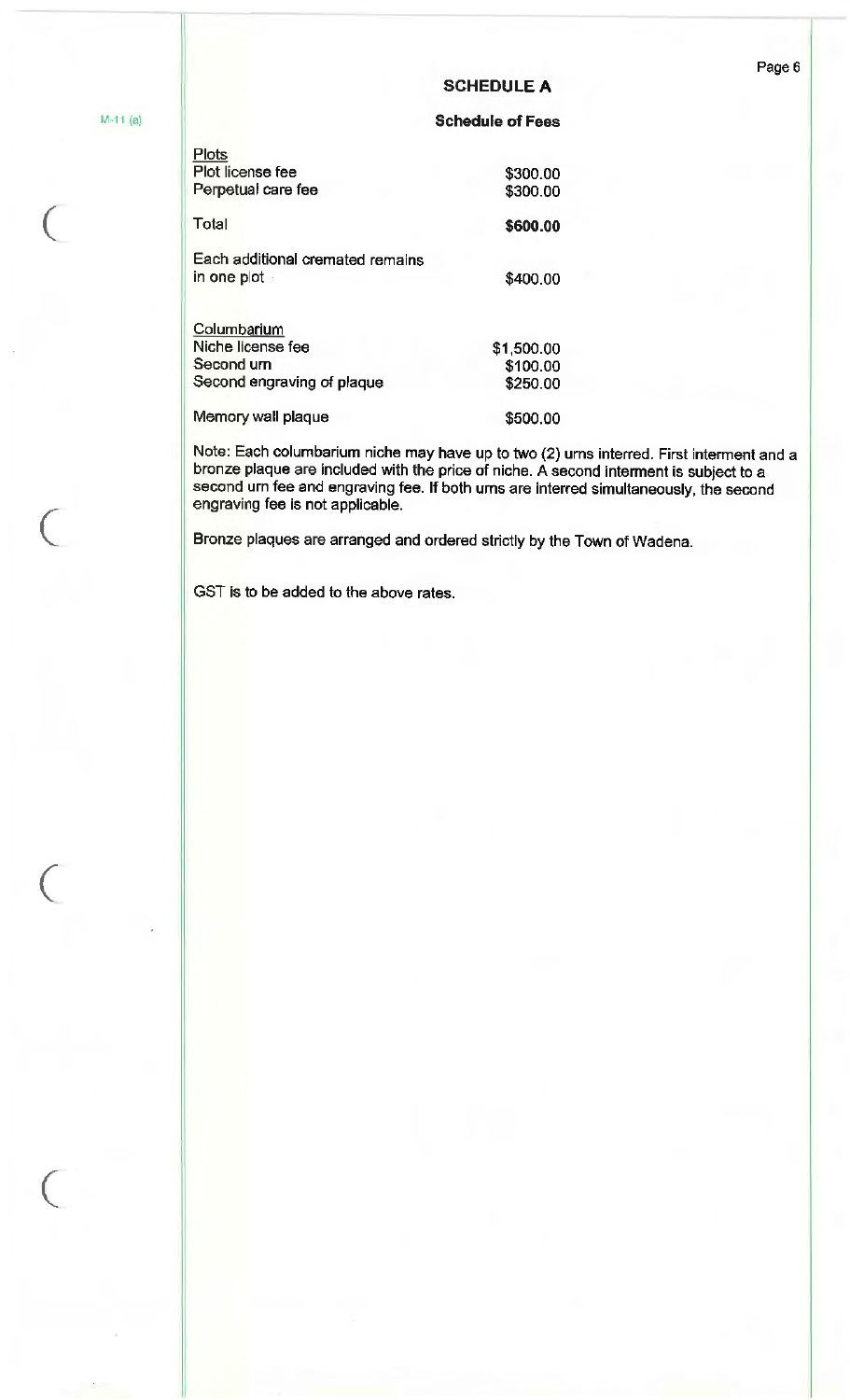# SCHEDULE A

## Schedule of Fees

M-11 (a)

| Plots | |
|---|---|
| Plot license fee | $300.00 |
| Perpetual care fee | $300.00 |
| Total | **$600.00** |
| Each additional cremated remains in one plot | $400.00 |

| Columbarium | |
|---|---|
| Niche license fee | $1,500.00 |
| Second urn | $100.00 |
| Second engraving of plaque | $250.00 |
| Memory wall plaque | $500.00 |

Note: Each columbarium niche may have up to two (2) urns interred. First interment and a bronze plaque are included with the price of niche. A second interment is subject to a second urn fee and engraving fee. If both urns are interred simultaneously, the second engraving fee is not applicable.

Bronze plaques are arranged and ordered strictly by the Town of Wadena.

GST is to be added to the above rates.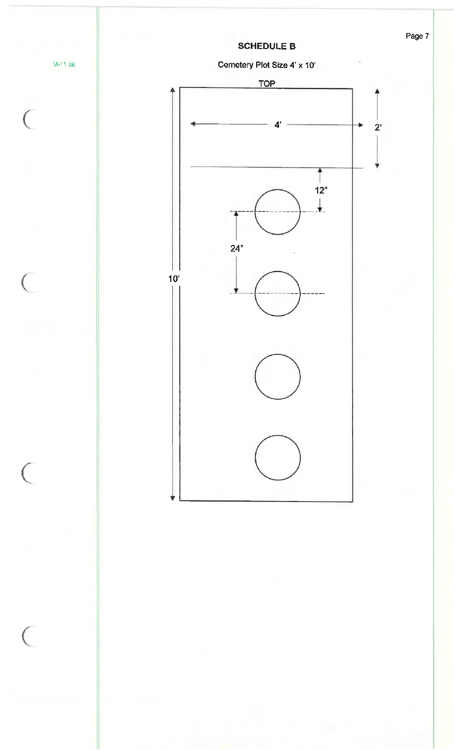M-11 (a)

## SCHEDULE B

Cemetery Plot Size 4' x 10'

TOP

4'

2'

12"

24"

10'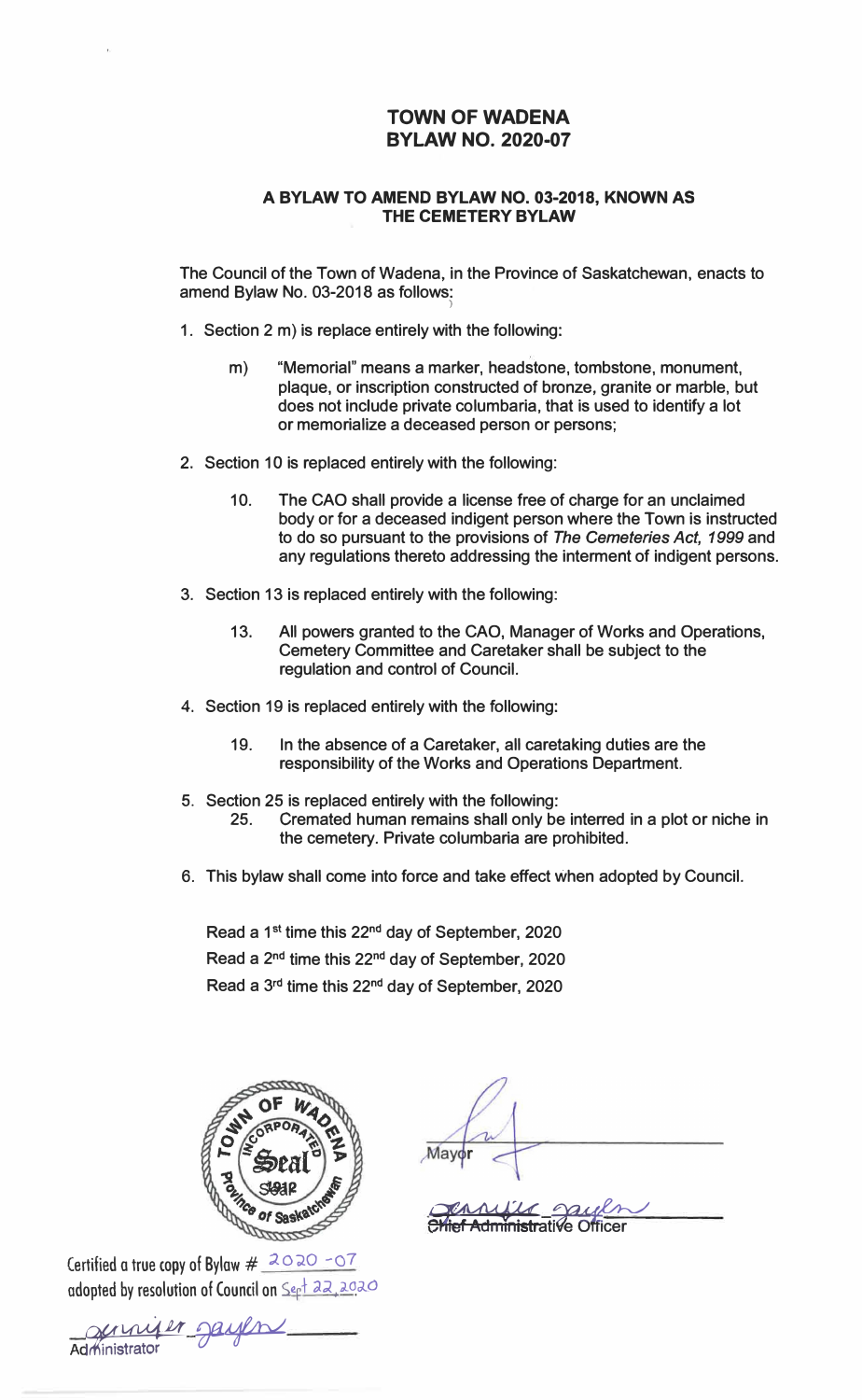# TOWN OF WADENA
# BYLAW NO. 2020-07

### A BYLAW TO AMEND BYLAW NO. 03-2018, KNOWN AS THE CEMETERY BYLAW

The Council of the Town of Wadena, in the Province of Saskatchewan, enacts to amend Bylaw No. 03-2018 as follows:

1. Section 2 m) is replace entirely with the following:

   m) "Memorial" means a marker, headstone, tombstone, monument, plaque, or inscription constructed of bronze, granite or marble, but does not include private columbaria, that is used to identify a lot or memorialize a deceased person or persons;

2. Section 10 is replaced entirely with the following:

   10. The CAO shall provide a license free of charge for an unclaimed body or for a deceased indigent person where the Town is instructed to do so pursuant to the provisions of *The Cemeteries Act, 1999* and any regulations thereto addressing the interment of indigent persons.

3. Section 13 is replaced entirely with the following:

   13. All powers granted to the CAO, Manager of Works and Operations, Cemetery Committee and Caretaker shall be subject to the regulation and control of Council.

4. Section 19 is replaced entirely with the following:

   19. In the absence of a Caretaker, all caretaking duties are the responsibility of the Works and Operations Department.

5. Section 25 is replaced entirely with the following:

   25. Cremated human remains shall only be interred in a plot or niche in the cemetery. Private columbaria are prohibited.

6. This bylaw shall come into force and take effect when adopted by Council.

Read a 1st time this 22nd day of September, 2020

Read a 2nd time this 22nd day of September, 2020

Read a 3rd time this 22nd day of September, 2020

TOWN OF WADENA INCORPORATED Seal 1912 Province of Saskatchewan

Mayor

Chief Administrative Officer

Certified a true copy of Bylaw # 2020-07 adopted by resolution of Council on Sept 22, 2020

Administrator